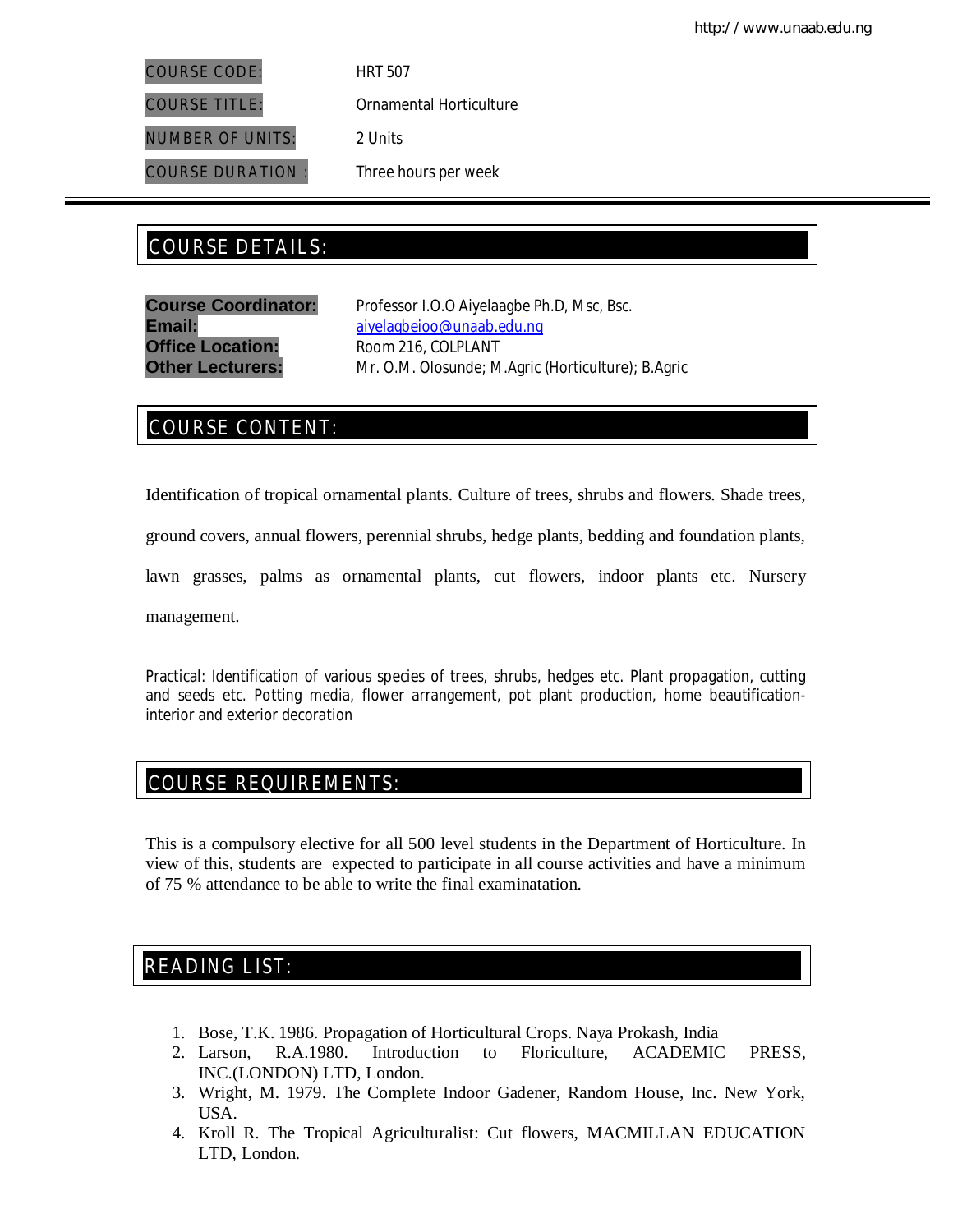| | |
|---|---|
| COURSE CODE: | HRT 507 |
| COURSE TITLE: | Ornamental Horticulture |
| NUMBER OF UNITS: | 2 Units |
| COURSE DURATION : | Three hours per week |

## COURSE DETAILS:

**Course Coordinator:** Professor I.O.O Aiyelaagbe Ph.D, Msc, Bsc.
**Email:** aiyelagbeioo@unaab.edu.ng
**Office Location:** Room 216, COLPLANT
**Other Lecturers:** Mr. O.M. Olosunde; M.Agric (Horticulture); B.Agric

## COURSE CONTENT:

Identification of tropical ornamental plants. Culture of trees, shrubs and flowers. Shade trees, ground covers, annual flowers, perennial shrubs, hedge plants, bedding and foundation plants, lawn grasses, palms as ornamental plants, cut flowers, indoor plants etc. Nursery management.

Practical: Identification of various species of trees, shrubs, hedges etc. Plant propagation, cutting and seeds etc. Potting media, flower arrangement, pot plant production, home beautification- interior and exterior decoration

## COURSE REQUIREMENTS:

This is a compulsory elective for all 500 level students in the Department of Horticulture. In view of this, students are expected to participate in all course activities and have a minimum of 75 % attendance to be able to write the final examinatation.

## READING LIST:

1. Bose, T.K. 1986. Propagation of Horticultural Crops. Naya Prokash, India
2. Larson, R.A.1980. Introduction to Floriculture, ACADEMIC PRESS, INC.(LONDON) LTD, London.
3. Wright, M. 1979. The Complete Indoor Gadener, Random House, Inc. New York, USA.
4. Kroll R. The Tropical Agriculturalist: Cut flowers, MACMILLAN EDUCATION LTD, London.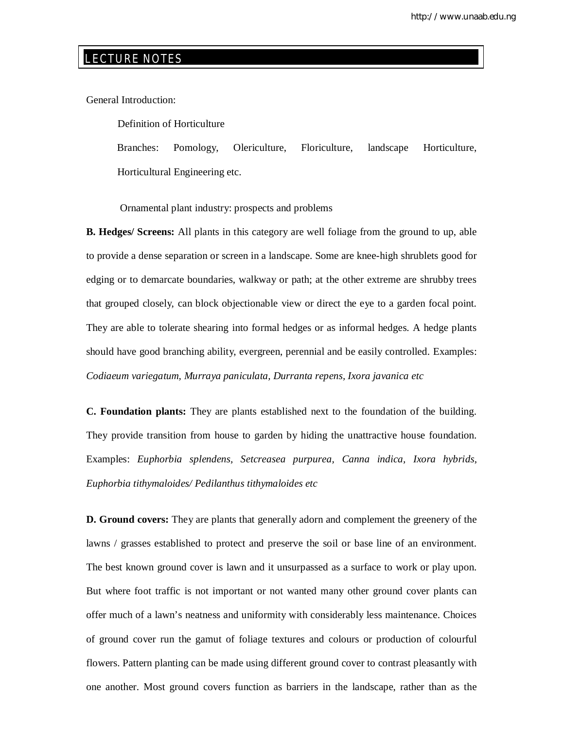# LECTURE NOTES

General Introduction:

Definition of Horticulture

Branches: Pomology, Olericulture, Floriculture, landscape Horticulture, Horticultural Engineering etc.

Ornamental plant industry: prospects and problems

**B. Hedges/ Screens:** All plants in this category are well foliage from the ground to up, able to provide a dense separation or screen in a landscape. Some are knee-high shrublets good for edging or to demarcate boundaries, walkway or path; at the other extreme are shrubby trees that grouped closely, can block objectionable view or direct the eye to a garden focal point. They are able to tolerate shearing into formal hedges or as informal hedges. A hedge plants should have good branching ability, evergreen, perennial and be easily controlled. Examples: *Codiaeum variegatum, Murraya paniculata, Durranta repens, Ixora javanica etc*

**C. Foundation plants:** They are plants established next to the foundation of the building. They provide transition from house to garden by hiding the unattractive house foundation. Examples: *Euphorbia splendens, Setcreasea purpurea, Canna indica, Ixora hybrids, Euphorbia tithymaloides/ Pedilanthus tithymaloides etc*

**D. Ground covers:** They are plants that generally adorn and complement the greenery of the lawns / grasses established to protect and preserve the soil or base line of an environment. The best known ground cover is lawn and it unsurpassed as a surface to work or play upon. But where foot traffic is not important or not wanted many other ground cover plants can offer much of a lawn's neatness and uniformity with considerably less maintenance. Choices of ground cover run the gamut of foliage textures and colours or production of colourful flowers. Pattern planting can be made using different ground cover to contrast pleasantly with one another. Most ground covers function as barriers in the landscape, rather than as the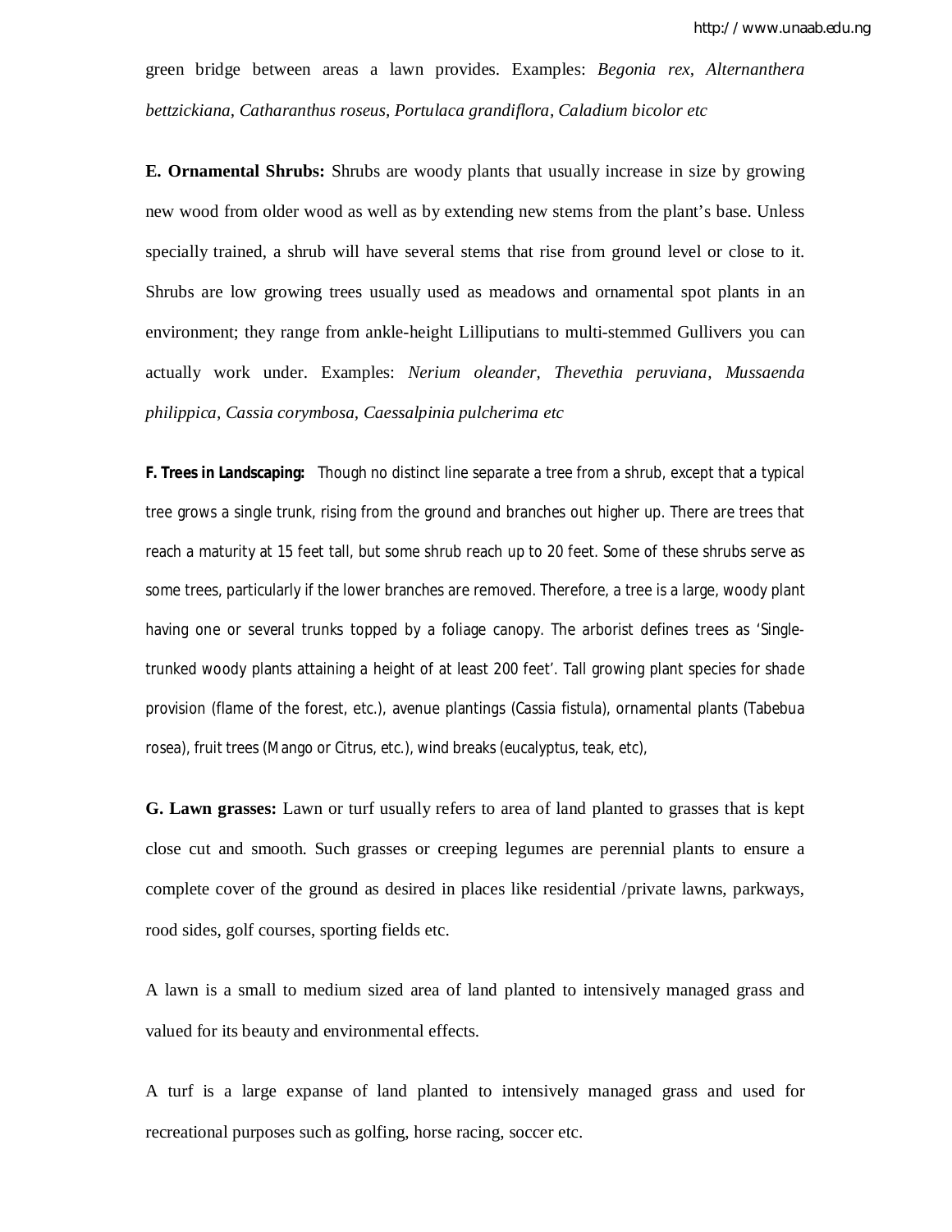green bridge between areas a lawn provides. Examples: *Begonia rex, Alternanthera bettzickiana, Catharanthus roseus, Portulaca grandiflora, Caladium bicolor etc*

**E. Ornamental Shrubs:** Shrubs are woody plants that usually increase in size by growing new wood from older wood as well as by extending new stems from the plant's base. Unless specially trained, a shrub will have several stems that rise from ground level or close to it. Shrubs are low growing trees usually used as meadows and ornamental spot plants in an environment; they range from ankle-height Lilliputians to multi-stemmed Gullivers you can actually work under. Examples: *Nerium oleander, Thevethia peruviana, Mussaenda philippica, Cassia corymbosa, Caessalpinia pulcherima etc*

**F. Trees in Landscaping:** Though no distinct line separate a tree from a shrub, except that a typical tree grows a single trunk, rising from the ground and branches out higher up. There are trees that reach a maturity at 15 feet tall, but some shrub reach up to 20 feet. Some of these shrubs serve as some trees, particularly if the lower branches are removed. Therefore, a tree is a large, woody plant having one or several trunks topped by a foliage canopy. The arborist defines trees as 'Single-trunked woody plants attaining a height of at least 200 feet'. Tall growing plant species for shade provision (flame of the forest, etc.), avenue plantings (Cassia fistula), ornamental plants (Tabebua rosea), fruit trees (Mango or Citrus, etc.), wind breaks (eucalyptus, teak, etc),

**G. Lawn grasses:** Lawn or turf usually refers to area of land planted to grasses that is kept close cut and smooth. Such grasses or creeping legumes are perennial plants to ensure a complete cover of the ground as desired in places like residential /private lawns, parkways, rood sides, golf courses, sporting fields etc.

A lawn is a small to medium sized area of land planted to intensively managed grass and valued for its beauty and environmental effects.

A turf is a large expanse of land planted to intensively managed grass and used for recreational purposes such as golfing, horse racing, soccer etc.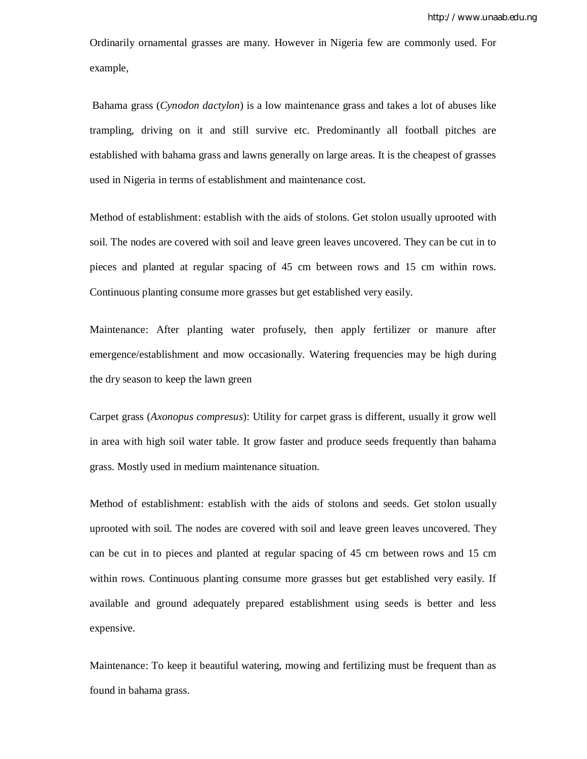Ordinarily ornamental grasses are many. However in Nigeria few are commonly used. For example,

Bahama grass (*Cynodon dactylon*) is a low maintenance grass and takes a lot of abuses like trampling, driving on it and still survive etc. Predominantly all football pitches are established with bahama grass and lawns generally on large areas. It is the cheapest of grasses used in Nigeria in terms of establishment and maintenance cost.

Method of establishment: establish with the aids of stolons. Get stolon usually uprooted with soil. The nodes are covered with soil and leave green leaves uncovered. They can be cut in to pieces and planted at regular spacing of 45 cm between rows and 15 cm within rows. Continuous planting consume more grasses but get established very easily.

Maintenance: After planting water profusely, then apply fertilizer or manure after emergence/establishment and mow occasionally. Watering frequencies may be high during the dry season to keep the lawn green

Carpet grass (*Axonopus compresus*): Utility for carpet grass is different, usually it grow well in area with high soil water table. It grow faster and produce seeds frequently than bahama grass. Mostly used in medium maintenance situation.

Method of establishment: establish with the aids of stolons and seeds. Get stolon usually uprooted with soil. The nodes are covered with soil and leave green leaves uncovered. They can be cut in to pieces and planted at regular spacing of 45 cm between rows and 15 cm within rows. Continuous planting consume more grasses but get established very easily. If available and ground adequately prepared establishment using seeds is better and less expensive.

Maintenance: To keep it beautiful watering, mowing and fertilizing must be frequent than as found in bahama grass.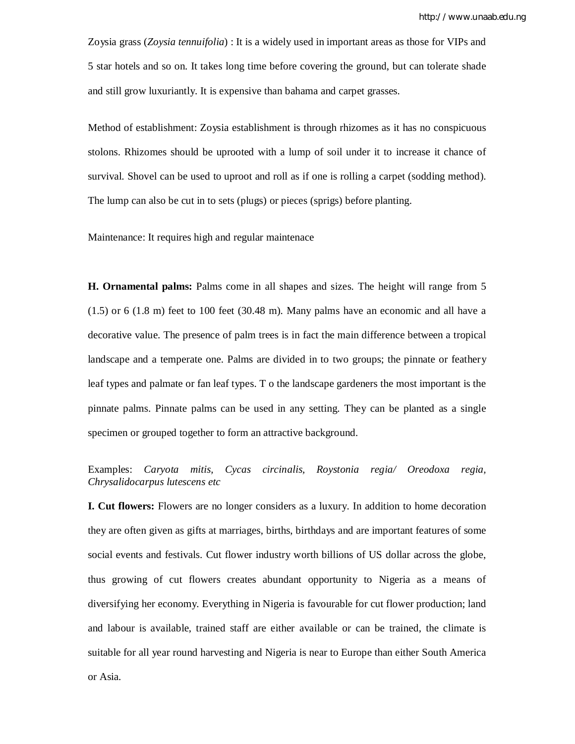Zoysia grass (*Zoysia tennuifolia*) : It is a widely used in important areas as those for VIPs and 5 star hotels and so on. It takes long time before covering the ground, but can tolerate shade and still grow luxuriantly. It is expensive than bahama and carpet grasses.

Method of establishment: Zoysia establishment is through rhizomes as it has no conspicuous stolons. Rhizomes should be uprooted with a lump of soil under it to increase it chance of survival. Shovel can be used to uproot and roll as if one is rolling a carpet (sodding method). The lump can also be cut in to sets (plugs) or pieces (sprigs) before planting.

Maintenance: It requires high and regular maintenace

**H. Ornamental palms:** Palms come in all shapes and sizes. The height will range from 5 (1.5) or 6 (1.8 m) feet to 100 feet (30.48 m). Many palms have an economic and all have a decorative value. The presence of palm trees is in fact the main difference between a tropical landscape and a temperate one. Palms are divided in to two groups; the pinnate or feathery leaf types and palmate or fan leaf types. T o the landscape gardeners the most important is the pinnate palms. Pinnate palms can be used in any setting. They can be planted as a single specimen or grouped together to form an attractive background.

Examples: *Caryota mitis, Cycas circinalis, Roystonia regia/ Oreodoxa regia, Chrysalidocarpus lutescens etc*

**I. Cut flowers:** Flowers are no longer considers as a luxury. In addition to home decoration they are often given as gifts at marriages, births, birthdays and are important features of some social events and festivals. Cut flower industry worth billions of US dollar across the globe, thus growing of cut flowers creates abundant opportunity to Nigeria as a means of diversifying her economy. Everything in Nigeria is favourable for cut flower production; land and labour is available, trained staff are either available or can be trained, the climate is suitable for all year round harvesting and Nigeria is near to Europe than either South America or Asia.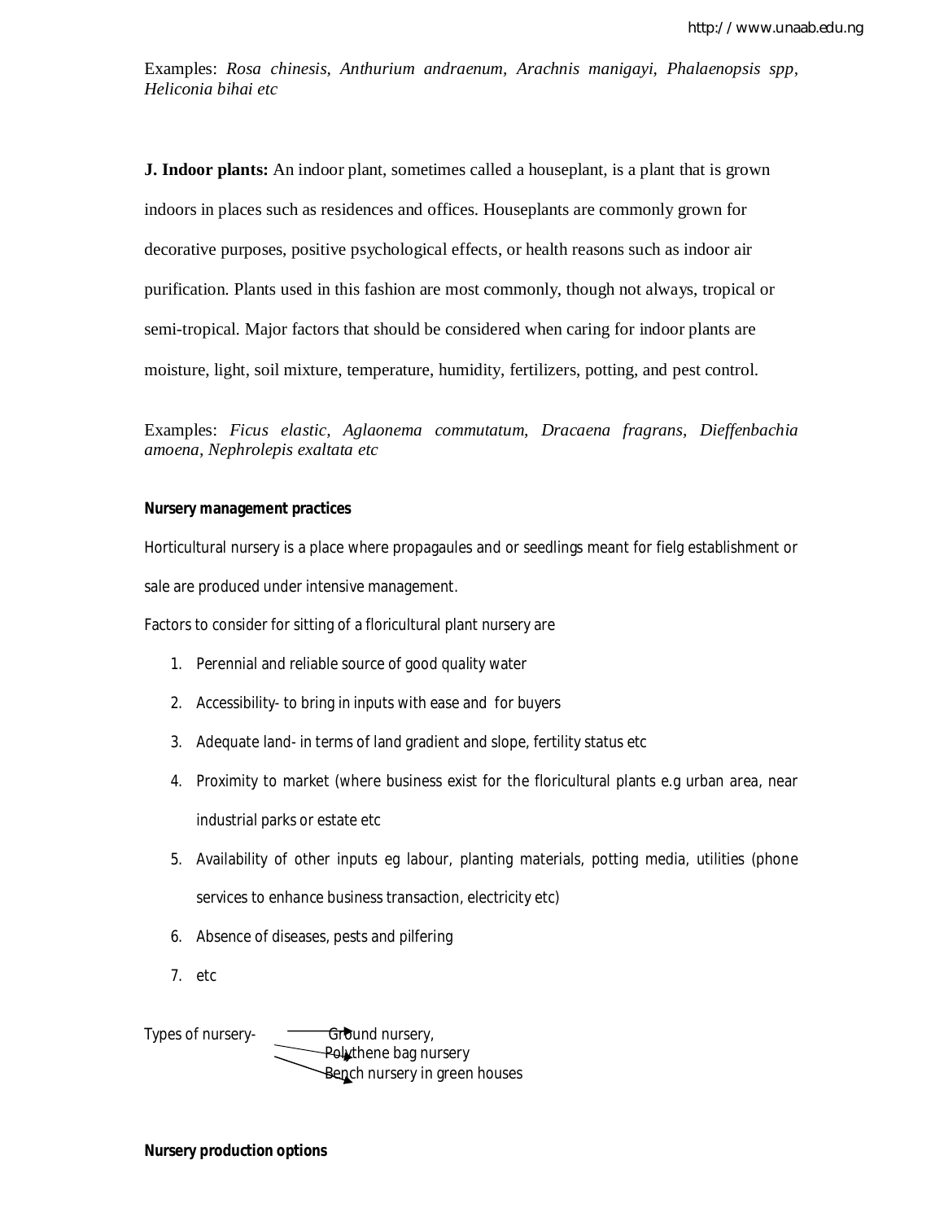Examples: *Rosa chinesis, Anthurium andraenum, Arachnis manigayi, Phalaenopsis spp, Heliconia bihai etc*

**J. Indoor plants:** An indoor plant, sometimes called a houseplant, is a plant that is grown indoors in places such as residences and offices. Houseplants are commonly grown for decorative purposes, positive psychological effects, or health reasons such as indoor air purification. Plants used in this fashion are most commonly, though not always, tropical or semi-tropical. Major factors that should be considered when caring for indoor plants are moisture, light, soil mixture, temperature, humidity, fertilizers, potting, and pest control.

Examples: *Ficus elastic, Aglaonema commutatum, Dracaena fragrans, Dieffenbachia amoena, Nephrolepis exaltata etc*

**Nursery management practices**

Horticultural nursery is a place where propagaules and or seedlings meant for fielg establishment or sale are produced under intensive management.

Factors to consider for sitting of a floricultural plant nursery are

1. Perennial and reliable source of good quality water
2. Accessibility- to bring in inputs with ease and for buyers
3. Adequate land- in terms of land gradient and slope, fertility status etc
4. Proximity to market (where business exist for the floricultural plants e.g urban area, near industrial parks or estate etc
5. Availability of other inputs eg labour, planting materials, potting media, utilities (phone services to enhance business transaction, electricity etc)
6. Absence of diseases, pests and pilfering
7. etc

Types of nursery- → Ground nursery,
→ Polythene bag nursery
→ Bench nursery in green houses

**Nursery production options**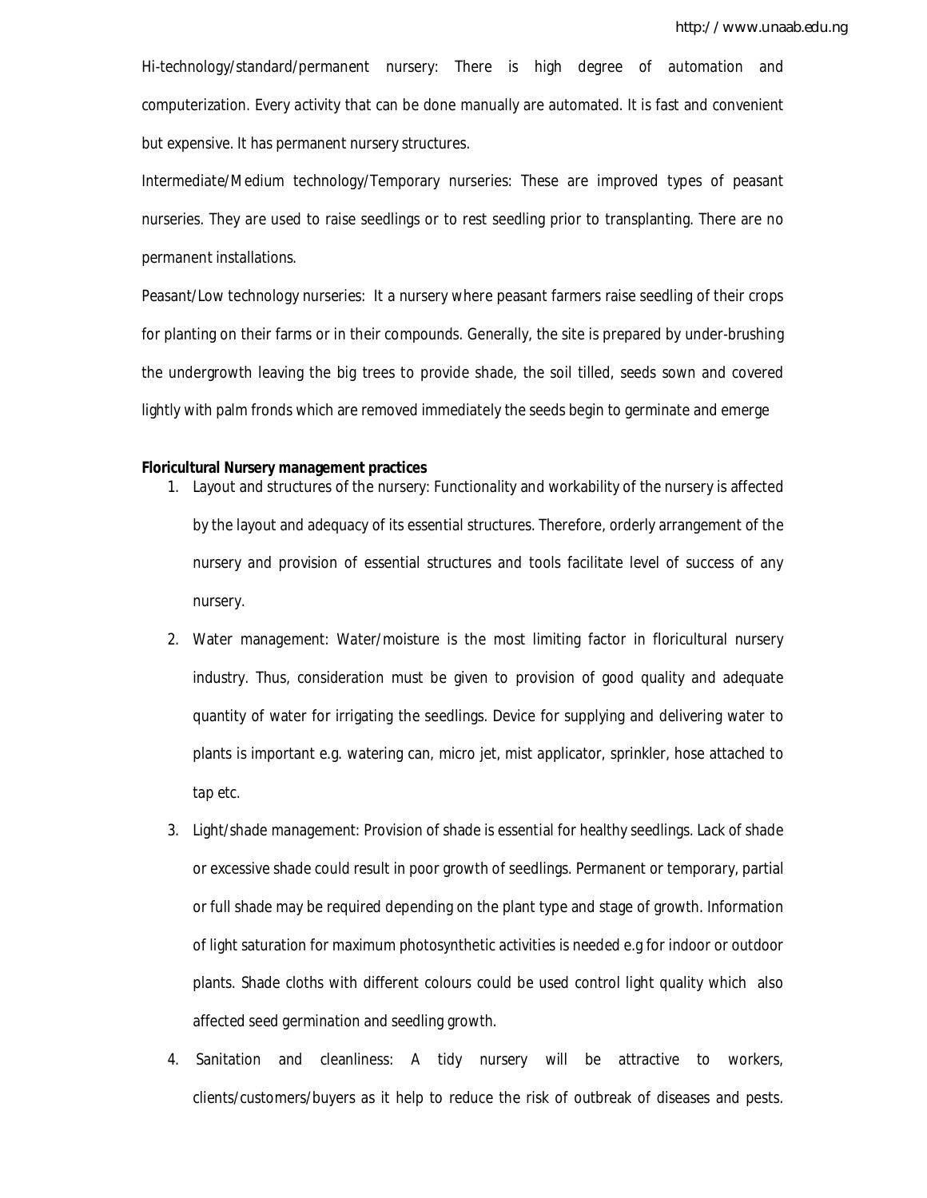Hi-technology/standard/permanent nursery: There is high degree of automation and computerization. Every activity that can be done manually are automated. It is fast and convenient but expensive. It has permanent nursery structures.

Intermediate/Medium technology/Temporary nurseries: These are improved types of peasant nurseries. They are used to raise seedlings or to rest seedling prior to transplanting. There are no permanent installations.

Peasant/Low technology nurseries: It a nursery where peasant farmers raise seedling of their crops for planting on their farms or in their compounds. Generally, the site is prepared by under-brushing the undergrowth leaving the big trees to provide shade, the soil tilled, seeds sown and covered lightly with palm fronds which are removed immediately the seeds begin to germinate and emerge

**Floricultural Nursery management practices**

1. Layout and structures of the nursery: Functionality and workability of the nursery is affected by the layout and adequacy of its essential structures. Therefore, orderly arrangement of the nursery and provision of essential structures and tools facilitate level of success of any nursery.
2. Water management: Water/moisture is the most limiting factor in floricultural nursery industry. Thus, consideration must be given to provision of good quality and adequate quantity of water for irrigating the seedlings. Device for supplying and delivering water to plants is important e.g. watering can, micro jet, mist applicator, sprinkler, hose attached to tap etc.
3. Light/shade management: Provision of shade is essential for healthy seedlings. Lack of shade or excessive shade could result in poor growth of seedlings. Permanent or temporary, partial or full shade may be required depending on the plant type and stage of growth. Information of light saturation for maximum photosynthetic activities is needed e.g for indoor or outdoor plants. Shade cloths with different colours could be used control light quality which also affected seed germination and seedling growth.
4. Sanitation and cleanliness: A tidy nursery will be attractive to workers, clients/customers/buyers as it help to reduce the risk of outbreak of diseases and pests.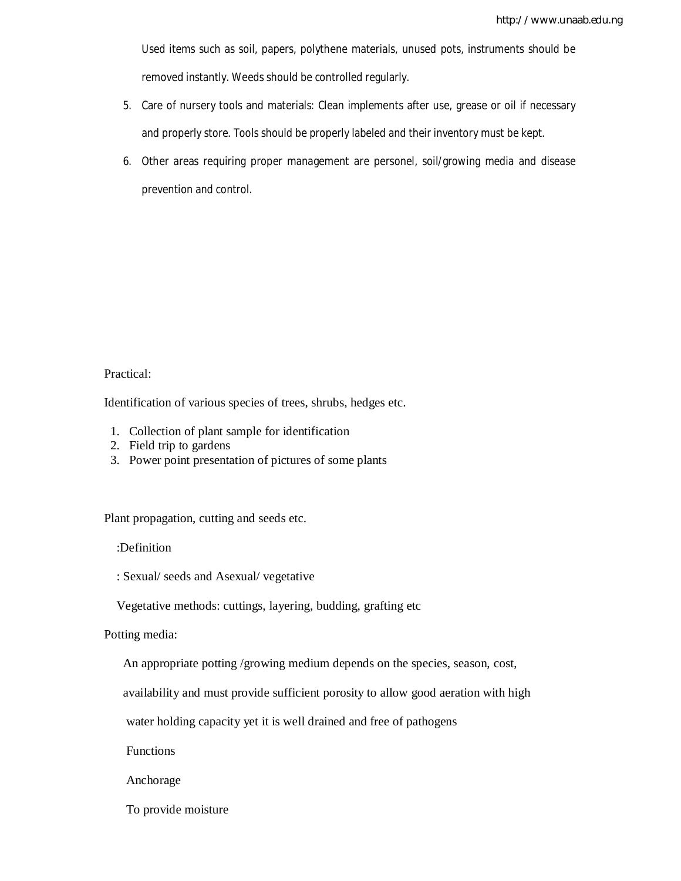Used items such as soil, papers, polythene materials, unused pots, instruments should be removed instantly. Weeds should be controlled regularly.

5. Care of nursery tools and materials: Clean implements after use, grease or oil if necessary and properly store. Tools should be properly labeled and their inventory must be kept.
6. Other areas requiring proper management are personel, soil/growing media and disease prevention and control.

Practical:

Identification of various species of trees, shrubs, hedges etc.

1. Collection of plant sample for identification
2. Field trip to gardens
3. Power point presentation of pictures of some plants

Plant propagation, cutting and seeds etc.

:Definition

: Sexual/ seeds and Asexual/ vegetative

Vegetative methods: cuttings, layering, budding, grafting etc

Potting media:

An appropriate potting /growing medium depends on the species, season, cost, availability and must provide sufficient porosity to allow good aeration with high water holding capacity yet it is well drained and free of pathogens

Functions

Anchorage

To provide moisture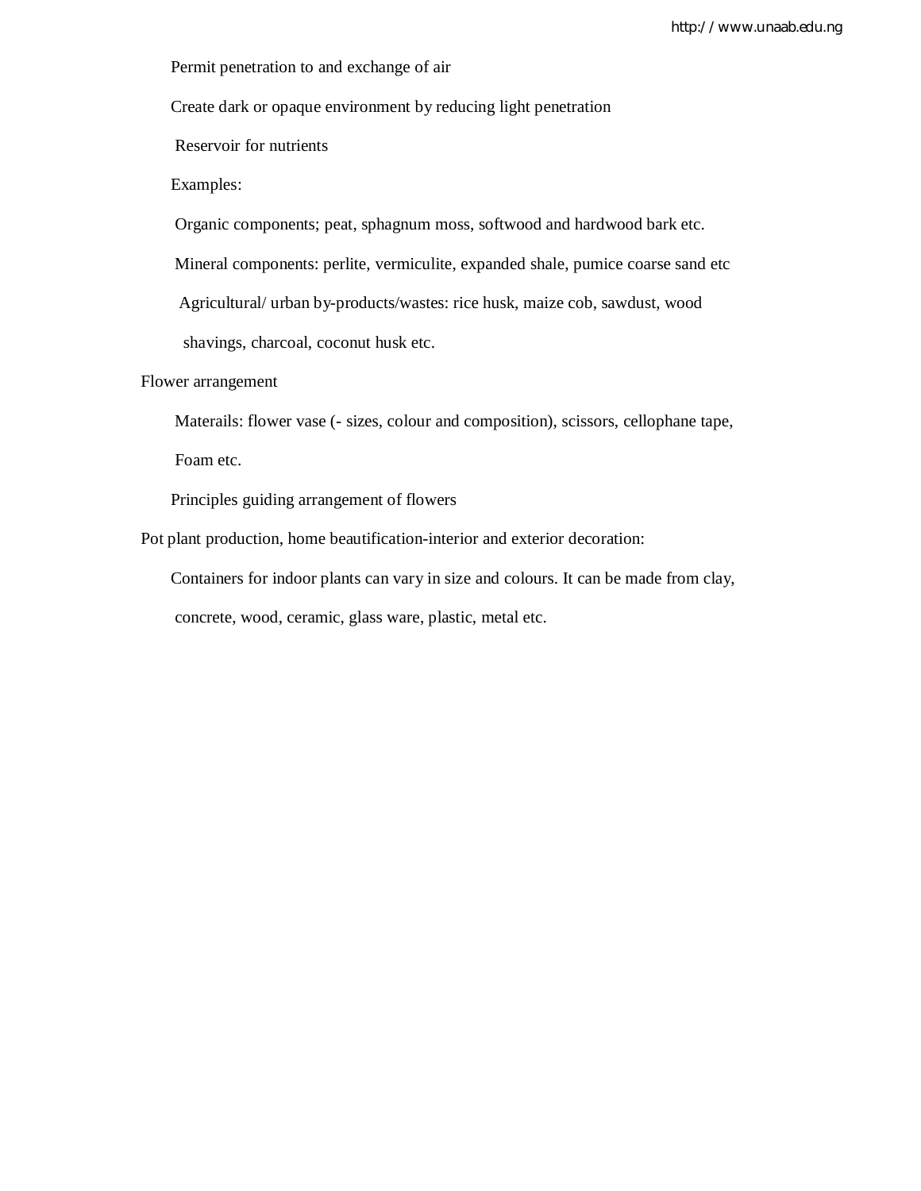Permit penetration to and exchange of air

Create dark or opaque environment by reducing light penetration

Reservoir for nutrients

Examples:

Organic components; peat, sphagnum moss, softwood and hardwood bark etc.

Mineral components: perlite, vermiculite, expanded shale, pumice coarse sand etc

Agricultural/ urban by-products/wastes: rice husk, maize cob, sawdust, wood shavings, charcoal, coconut husk etc.

Flower arrangement

Materails: flower vase (- sizes, colour and composition), scissors, cellophane tape, Foam etc.

Principles guiding arrangement of flowers

Pot plant production, home beautification-interior and exterior decoration:

Containers for indoor plants can vary in size and colours. It can be made from clay, concrete, wood, ceramic, glass ware, plastic, metal etc.